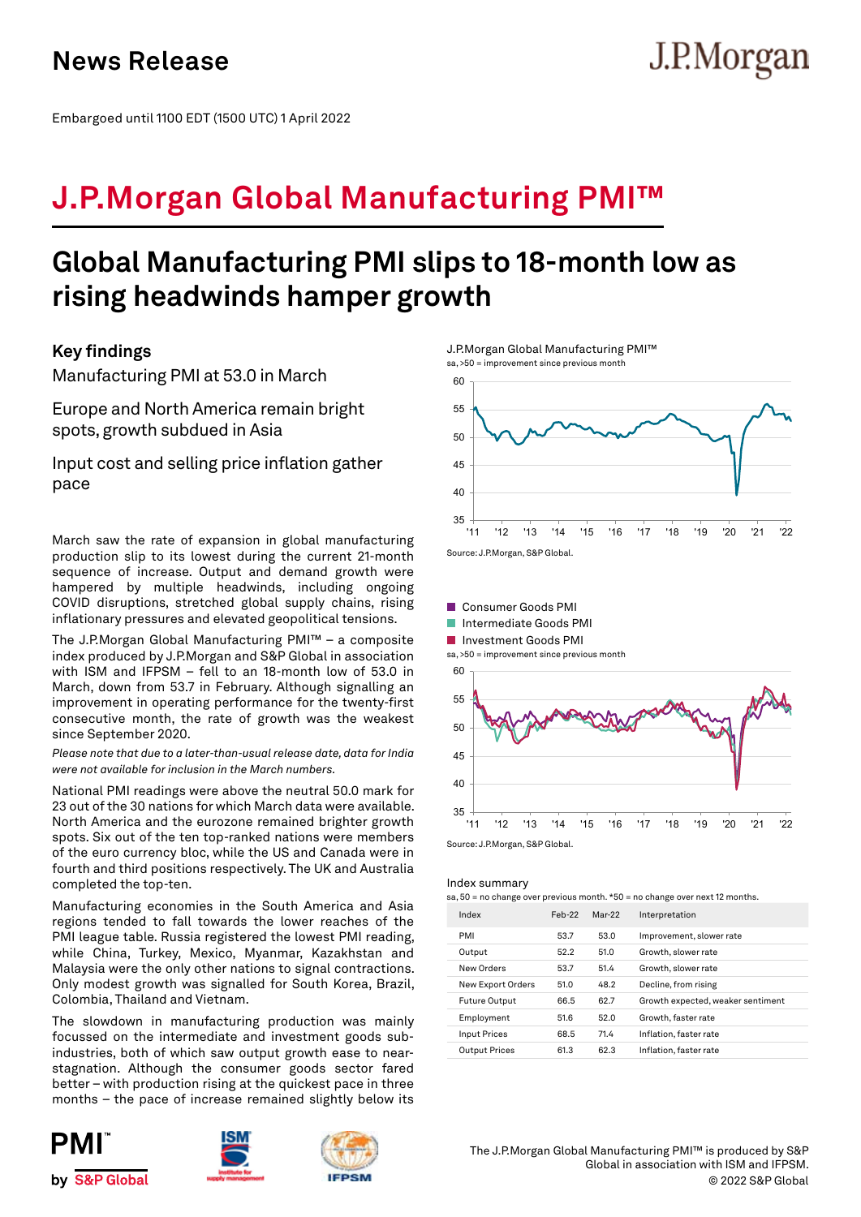# News Release

Embargoed until 1100 EDT (1500 UTC) 1 April 2022

# J.P.Morgan Global Manufacturing PMI™

## Global Manufacturing PMI slips to 18-month low as rising headwinds hamper growth

### Key findings

Manufacturing PMI at 53.0 in March

Europe and North America remain bright spots, growth subdued in Asia

Input cost and selling price inflation gather pace

March saw the rate of expansion in global manufacturing production slip to its lowest during the current 21-month sequence of increase. Output and demand growth were hampered by multiple headwinds, including ongoing COVID disruptions, stretched global supply chains, rising inflationary pressures and elevated geopolitical tensions.

The J.P.Morgan Global Manufacturing PMI™ – a composite index produced by J.P.Morgan and S&P Global in association with ISM and IFPSM – fell to an 18-month low of 53.0 in March, down from 53.7 in February. Although signalling an improvement in operating performance for the twenty-first consecutive month, the rate of growth was the weakest since September 2020.

*Please note that due to a later-than-usual release date, data for India were not available for inclusion in the March numbers.*

National PMI readings were above the neutral 50.0 mark for 23 out of the 30 nations for which March data were available. North America and the eurozone remained brighter growth spots. Six out of the ten top-ranked nations were members of the euro currency bloc, while the US and Canada were in fourth and third positions respectively. The UK and Australia completed the top-ten.

Manufacturing economies in the South America and Asia regions tended to fall towards the lower reaches of the PMI league table. Russia registered the lowest PMI reading, while China, Turkey, Mexico, Myanmar, Kazakhstan and Malaysia were the only other nations to signal contractions. Only modest growth was signalled for South Korea, Brazil, Colombia, Thailand and Vietnam.

The slowdown in manufacturing production was mainly focussed on the intermediate and investment goods sub-industries, both of which saw output growth ease to near-stagnation. Although the consumer goods sector fared better – with production rising at the quickest pace in three months – the pace of increase remained slightly below its

J.P.Morgan Global Manufacturing PMI™
sa, >50 = improvement since previous month

Source: J.P.Morgan, S&P Global.

Consumer Goods PMI
Intermediate Goods PMI
Investment Goods PMI
sa, >50 = improvement since previous month

Source: J.P.Morgan, S&P Global.

Index summary
sa, 50 = no change over previous month. *50 = no change over next 12 months.

| Index | Feb-22 | Mar-22 | Interpretation |
|---|---|---|---|
| PMI | 53.7 | 53.0 | Improvement, slower rate |
| Output | 52.2 | 51.0 | Growth, slower rate |
| New Orders | 53.7 | 51.4 | Growth, slower rate |
| New Export Orders | 51.0 | 48.2 | Decline, from rising |
| Future Output | 66.5 | 62.7 | Growth expected, weaker sentiment |
| Employment | 51.6 | 52.0 | Growth, faster rate |
| Input Prices | 68.5 | 71.4 | Inflation, faster rate |
| Output Prices | 61.3 | 62.3 | Inflation, faster rate |

The J.P.Morgan Global Manufacturing PMI™ is produced by S&P Global in association with ISM and IFPSM.
© 2022 S&P Global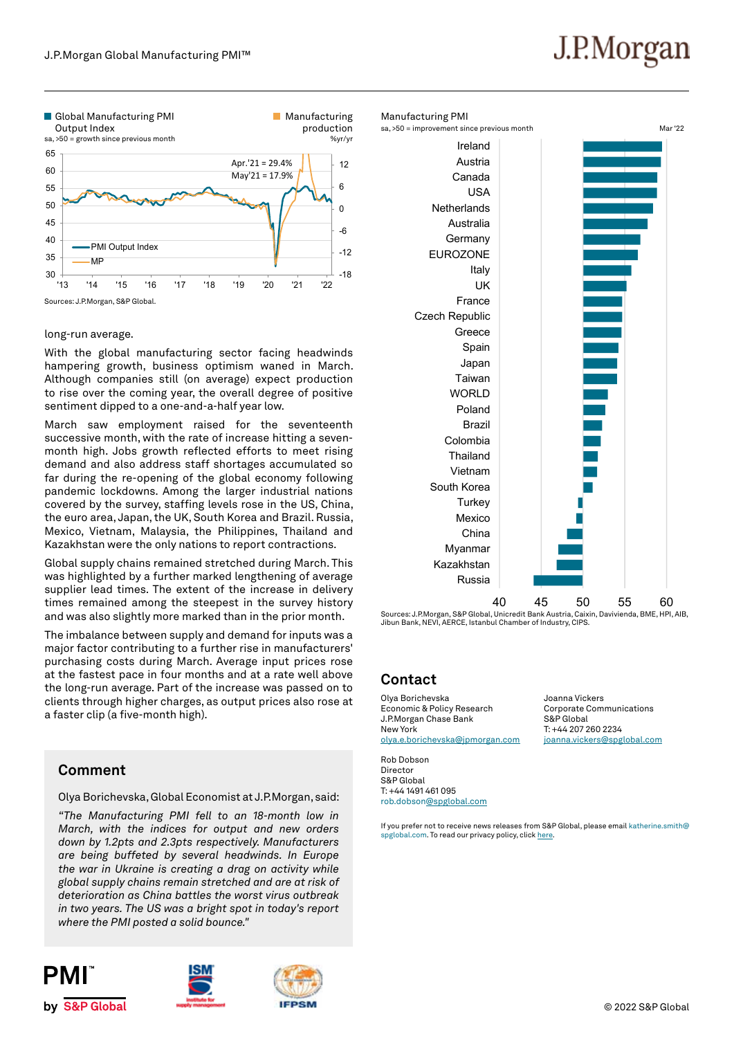Global Manufacturing PMI Output Index
sa, >50 = growth since previous month

Manufacturing production
%yr/yr

Apr.'21 = 29.4%
May'21 = 17.9%

PMI Output Index
MP

Sources: J.P.Morgan, S&P Global.

Manufacturing PMI
sa, >50 = improvement since previous month

Mar '22

Ireland, Austria, Canada, USA, Netherlands, Australia, Germany, EUROZONE, Italy, UK, France, Czech Republic, Greece, Spain, Japan, Taiwan, WORLD, Poland, Brazil, Colombia, Thailand, Vietnam, South Korea, Turkey, Mexico, China, Myanmar, Kazakhstan, Russia

Sources: J.P.Morgan, S&P Global, Unicredit Bank Austria, Caixin, Davivienda, BME, HPI, AIB, Jibun Bank, NEVI, AERCE, Istanbul Chamber of Industry, CIPS.

long-run average.

With the global manufacturing sector facing headwinds hampering growth, business optimism waned in March. Although companies still (on average) expect production to rise over the coming year, the overall degree of positive sentiment dipped to a one-and-a-half year low.

March saw employment raised for the seventeenth successive month, with the rate of increase hitting a seven-month high. Jobs growth reflected efforts to meet rising demand and also address staff shortages accumulated so far during the re-opening of the global economy following pandemic lockdowns. Among the larger industrial nations covered by the survey, staffing levels rose in the US, China, the euro area, Japan, the UK, South Korea and Brazil. Russia, Mexico, Vietnam, Malaysia, the Philippines, Thailand and Kazakhstan were the only nations to report contractions.

Global supply chains remained stretched during March. This was highlighted by a further marked lengthening of average supplier lead times. The extent of the increase in delivery times remained among the steepest in the survey history and was also slightly more marked than in the prior month.

The imbalance between supply and demand for inputs was a major factor contributing to a further rise in manufacturers' purchasing costs during March. Average input prices rose at the fastest pace in four months and at a rate well above the long-run average. Part of the increase was passed on to clients through higher charges, as output prices also rose at a faster clip (a five-month high).

## Comment

Olya Borichevska, Global Economist at J.P.Morgan, said:

*"The Manufacturing PMI fell to an 18-month low in March, with the indices for output and new orders down by 1.2pts and 2.3pts respectively. Manufacturers are being buffeted by several headwinds. In Europe the war in Ukraine is creating a drag on activity while global supply chains remain stretched and are at risk of deterioration as China battles the worst virus outbreak in two years. The US was a bright spot in today's report where the PMI posted a solid bounce."*

## Contact

Olya Borichevska
Economic & Policy Research
J.P.Morgan Chase Bank
New York
olya.e.borichevska@jpmorgan.com

Joanna Vickers
Corporate Communications
S&P Global
T: +44 207 260 2234
joanna.vickers@spglobal.com

Rob Dobson
Director
S&P Global
T: +44 1491 461 095
rob.dobson@spglobal.com

If you prefer not to receive news releases from S&P Global, please email katherine.smith@spglobal.com. To read our privacy policy, click here.

© 2022 S&P Global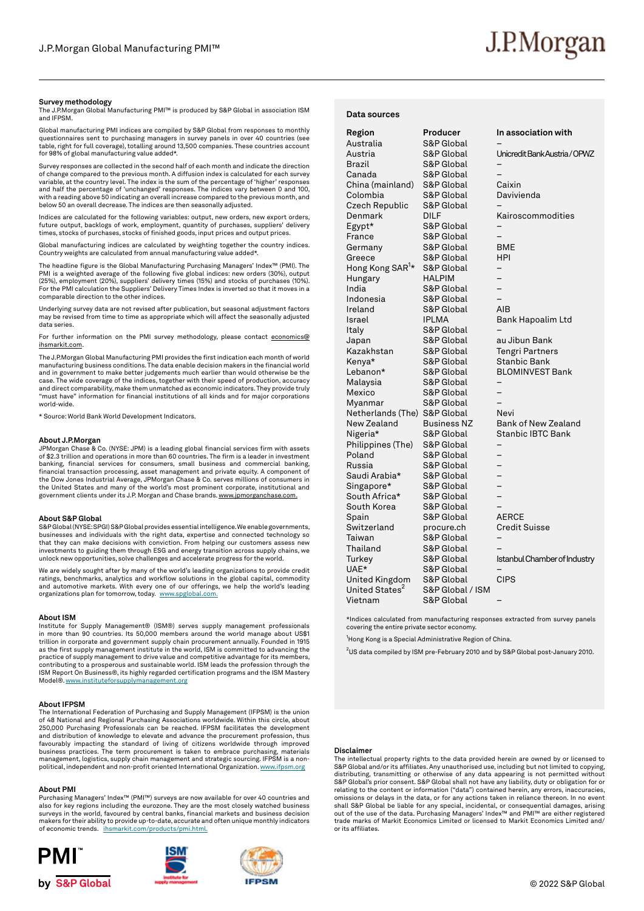## Survey methodology

The J.P.Morgan Global Manufacturing PMI™ is produced by S&P Global in association ISM and IFPSM.

Global manufacturing PMI indices are compiled by S&P Global from responses to monthly questionnaires sent to purchasing managers in survey panels in over 40 countries (see table, right for full coverage), totalling around 13,500 companies. These countries account for 98% of global manufacturing value added*.

Survey responses are collected in the second half of each month and indicate the direction of change compared to the previous month. A diffusion index is calculated for each survey variable, at the country level. The index is the sum of the percentage of 'higher' responses and half the percentage of 'unchanged' responses. The indices vary between 0 and 100, with a reading above 50 indicating an overall increase compared to the previous month, and below 50 an overall decrease. The indices are then seasonally adjusted.

Indices are calculated for the following variables: output, new orders, new export orders, future output, backlogs of work, employment, quantity of purchases, suppliers' delivery times, stocks of purchases, stocks of finished goods, input prices and output prices.

Global manufacturing indices are calculated by weighting together the country indices. Country weights are calculated from annual manufacturing value added*.

The headline figure is the Global Manufacturing Purchasing Managers' Index™ (PMI). The PMI is a weighted average of the following five global indices: new orders (30%), output (25%), employment (20%), suppliers' delivery times (15%) and stocks of purchases (10%). For the PMI calculation the Suppliers' Delivery Times Index is inverted so that it moves in a comparable direction to the other indices.

Underlying survey data are not revised after publication, but seasonal adjustment factors may be revised from time to time as appropriate which will affect the seasonally adjusted data series.

For further information on the PMI survey methodology, please contact economics@ihsmarkit.com.

The J.P.Morgan Global Manufacturing PMI provides the first indication each month of world manufacturing business conditions. The data enable decision makers in the financial world and in government to make better judgements much earlier than would otherwise be the case. The wide coverage of the indices, together with their speed of production, accuracy and direct comparability, make them unmatched as economic indicators. They provide truly "must have" information for financial institutions of all kinds and for major corporations world-wide.

* Source: World Bank World Development Indicators.

## About J.P.Morgan

JPMorgan Chase & Co. (NYSE: JPM) is a leading global financial services firm with assets of $2.3 trillion and operations in more than 60 countries. The firm is a leader in investment banking, financial services for consumers, small business and commercial banking, financial transaction processing, asset management and private equity. A component of the Dow Jones Industrial Average, JPMorgan Chase & Co. serves millions of consumers in the United States and many of the world's most prominent corporate, institutional and government clients under its J.P. Morgan and Chase brands. www.jpmorganchase.com.

## About S&P Global

S&P Global (NYSE: SPGI) S&P Global provides essential intelligence. We enable governments, businesses and individuals with the right data, expertise and connected technology so that they can make decisions with conviction. From helping our customers assess new investments to guiding them through ESG and energy transition across supply chains, we unlock new opportunities, solve challenges and accelerate progress for the world.

We are widely sought after by many of the world's leading organizations to provide credit ratings, benchmarks, analytics and workflow solutions in the global capital, commodity and automotive markets. With every one of our offerings, we help the world's leading organizations plan for tomorrow, today. www.spglobal.com.

## About ISM

Institute for Supply Management® (ISM®) serves supply management professionals in more than 90 countries. Its 50,000 members around the world manage about US$1 trillion in corporate and government supply chain procurement annually. Founded in 1915 as the first supply management institute in the world, ISM is committed to advancing the practice of supply management to drive value and competitive advantage for its members, contributing to a prosperous and sustainable world. ISM leads the profession through the ISM Report On Business®, its highly regarded certification programs and the ISM Mastery Model®. www.instituteforsupplymanagement.org

## About IFPSM

The International Federation of Purchasing and Supply Management (IFPSM) is the union of 48 National and Regional Purchasing Associations worldwide. Within this circle, about 250,000 Purchasing Professionals can be reached. IFPSM facilitates the development and distribution of knowledge to elevate and advance the procurement profession, thus favourably impacting the standard of living of citizens worldwide through improved business practices. The term procurement is taken to embrace purchasing, materials management, logistics, supply chain management and strategic sourcing. IFPSM is a non-political, independent and non-profit oriented International Organization. www.ifpsm.org

## About PMI

Purchasing Managers' Index™ (PMI™) surveys are now available for over 40 countries and also for key regions including the eurozone. They are the most closely watched business surveys in the world, favoured by central banks, financial markets and business decision makers for their ability to provide up-to-date, accurate and often unique monthly indicators of economic trends. ihsmarkit.com/products/pmi.html.

## Data sources

| Region | Producer | In association with |
|---|---|---|
| Australia | S&P Global | – |
| Austria | S&P Global | Unicredit Bank Austria / OPWZ |
| Brazil | S&P Global | – |
| Canada | S&P Global | – |
| China (mainland) | S&P Global | Caixin |
| Colombia | S&P Global | Davivienda |
| Czech Republic | S&P Global | – |
| Denmark | DILF | Kairoscommodities |
| Egypt* | S&P Global | – |
| France | S&P Global | – |
| Germany | S&P Global | BME |
| Greece | S&P Global | HPI |
| Hong Kong SAR[1]* | S&P Global | – |
| Hungary | HALPIM | – |
| India | S&P Global | – |
| Indonesia | S&P Global | – |
| Ireland | S&P Global | AIB |
| Israel | IPLMA | Bank Hapoalim Ltd |
| Italy | S&P Global | – |
| Japan | S&P Global | au Jibun Bank |
| Kazakhstan | S&P Global | Tengri Partners |
| Kenya* | S&P Global | Stanbic Bank |
| Lebanon* | S&P Global | BLOMINVEST Bank |
| Malaysia | S&P Global | – |
| Mexico | S&P Global | – |
| Myanmar | S&P Global | – |
| Netherlands (The) | S&P Global | Nevi |
| New Zealand | Business NZ | Bank of New Zealand |
| Nigeria* | S&P Global | Stanbic IBTC Bank |
| Philippines (The) | S&P Global | – |
| Poland | S&P Global | – |
| Russia | S&P Global | – |
| Saudi Arabia* | S&P Global | – |
| Singapore* | S&P Global | – |
| South Africa* | S&P Global | – |
| South Korea | S&P Global | – |
| Spain | S&P Global | AERCE |
| Switzerland | procure.ch | Credit Suisse |
| Taiwan | S&P Global | – |
| Thailand | S&P Global | – |
| Turkey | S&P Global | Istanbul Chamber of Industry |
| UAE* | S&P Global | – |
| United Kingdom | S&P Global | CIPS |
| United States[2] | S&P Global / ISM | |
| Vietnam | S&P Global | – |

*Indices calculated from manufacturing responses extracted from survey panels covering the entire private sector economy.

[1]Hong Kong is a Special Administrative Region of China.

[2]US data compiled by ISM pre-February 2010 and by S&P Global post-January 2010.

## Disclaimer

The intellectual property rights to the data provided herein are owned by or licensed to S&P Global and/or its affiliates. Any unauthorised use, including but not limited to copying, distributing, transmitting or otherwise of any data appearing is not permitted without S&P Global's prior consent. S&P Global shall not have any liability, duty or obligation for or relating to the content or information ("data") contained herein, any errors, inaccuracies, omissions or delays in the data, or for any actions taken in reliance thereon. In no event shall S&P Global be liable for any special, incidental, or consequential damages, arising out of the use of the data. Purchasing Managers' Index™ and PMI™ are either registered trade marks of Markit Economics Limited or licensed to Markit Economics Limited and/or its affiliates.

© 2022 S&P Global